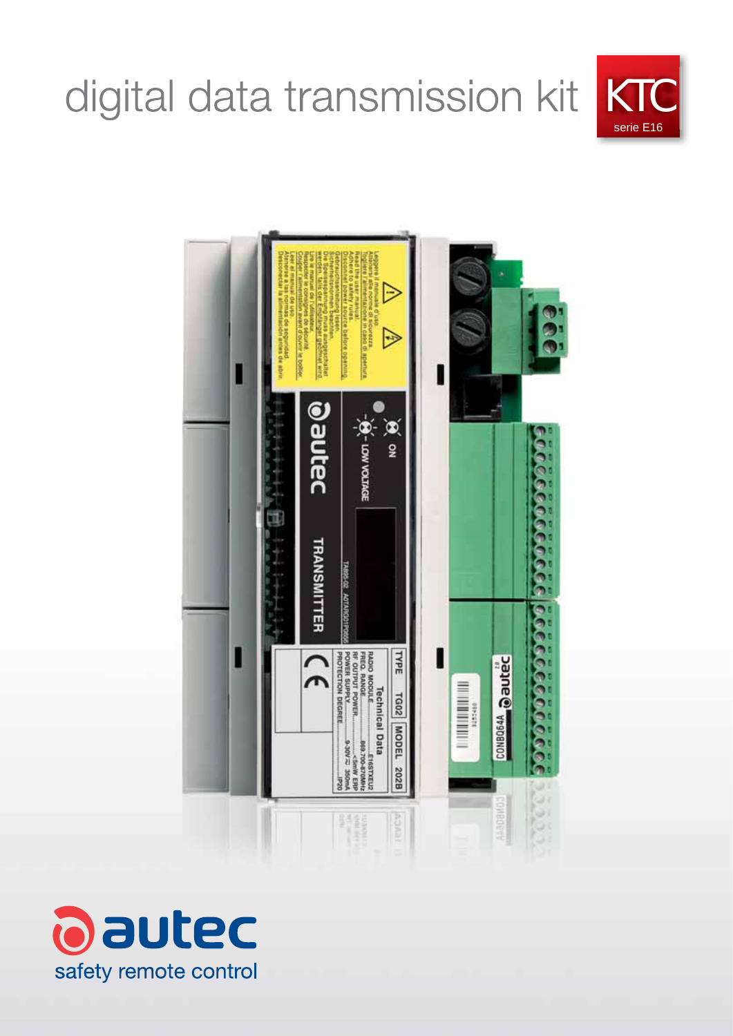# digital data transmission kit

**KTC**
serie E16

**autec**
safety remote control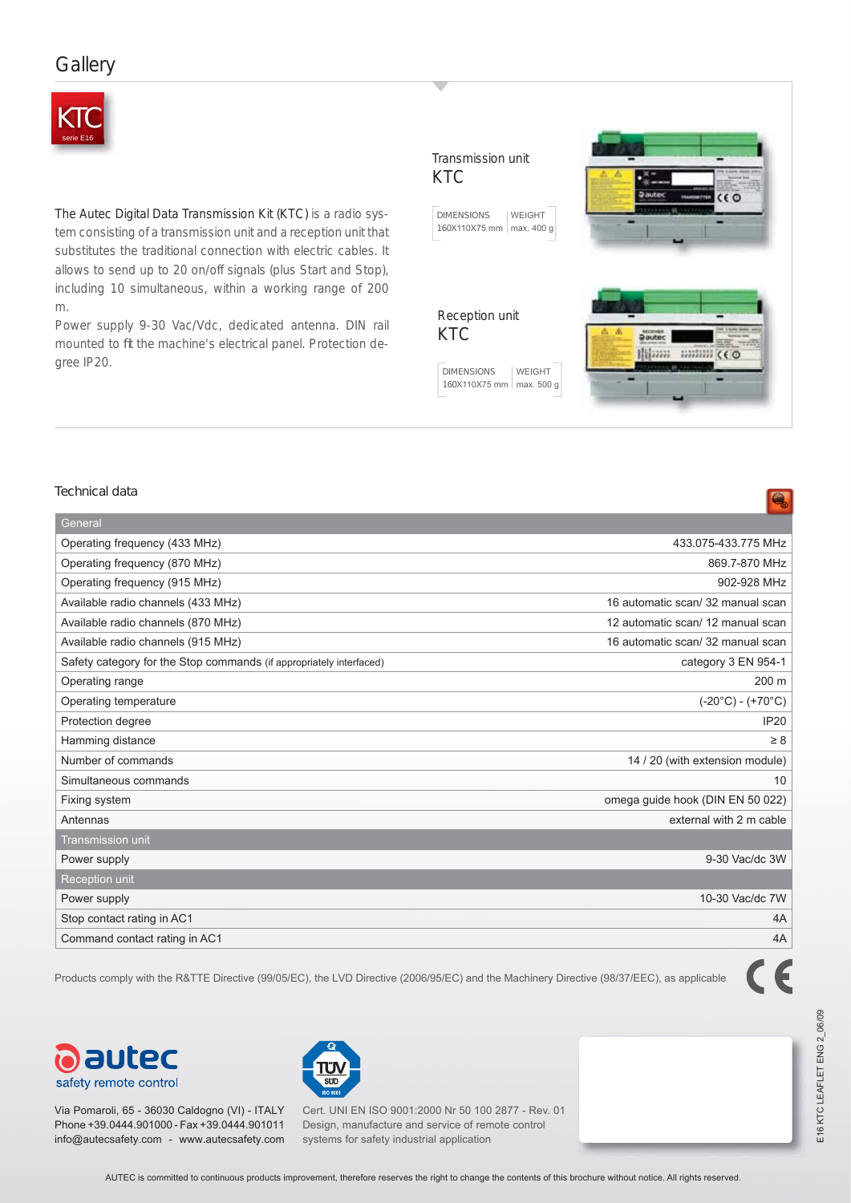# Gallery

KTC
serie E16

The Autec Digital Data Transmission Kit (KTC) is a radio system consisting of a transmission unit and a reception unit that substitutes the traditional connection with electric cables. It allows to send up to 20 on/off signals (plus Start and Stop), including 10 simultaneous, within a working range of 200 m.

Power supply 9-30 Vac/Vdc, dedicated antenna. DIN rail mounted to fit the machine's electrical panel. Protection degree IP20.

## Transmission unit KTC

| DIMENSIONS | WEIGHT |
| --- | --- |
| 160X110X75 mm | max. 400 g |

## Reception unit KTC

| DIMENSIONS | WEIGHT |
| --- | --- |
| 160X110X75 mm | max. 500 g |

## Technical data

| | |
| --- | --- |
| **General** | |
| Operating frequency (433 MHz) | 433.075-433.775 MHz |
| Operating frequency (870 MHz) | 869.7-870 MHz |
| Operating frequency (915 MHz) | 902-928 MHz |
| Available radio channels (433 MHz) | 16 automatic scan/ 32 manual scan |
| Available radio channels (870 MHz) | 12 automatic scan/ 12 manual scan |
| Available radio channels (915 MHz) | 16 automatic scan/ 32 manual scan |
| Safety category for the Stop commands (if appropriately interfaced) | category 3 EN 954-1 |
| Operating range | 200 m |
| Operating temperature | (-20°C) - (+70°C) |
| Protection degree | IP20 |
| Hamming distance | ≥ 8 |
| Number of commands | 14 / 20 (with extension module) |
| Simultaneous commands | 10 |
| Fixing system | omega guide hook (DIN EN 50 022) |
| Antennas | external with 2 m cable |
| **Transmission unit** | |
| Power supply | 9-30 Vac/dc 3W |
| **Reception unit** | |
| Power supply | 10-30 Vac/dc 7W |
| Stop contact rating in AC1 | 4A |
| Command contact rating in AC1 | 4A |

Products comply with the R&TTE Directive (99/05/EC), the LVD Directive (2006/95/EC) and the Machinery Directive (98/37/EEC), as applicable

autec
safety remote control

Via Pomaroli, 65 - 36030 Caldogno (VI) - ITALY
Phone +39.0444.901000 - Fax +39.0444.901011
info@autecsafety.com - www.autecsafety.com

Cert. UNI EN ISO 9001:2000 Nr 50 100 2877 - Rev. 01
Design, manufacture and service of remote control systems for safety industrial application

E16 KTC LEAFLET ENG 2_06/09

AUTEC is committed to continuous products improvement, therefore reserves the right to change the contents of this brochure without notice. All rights reserved.